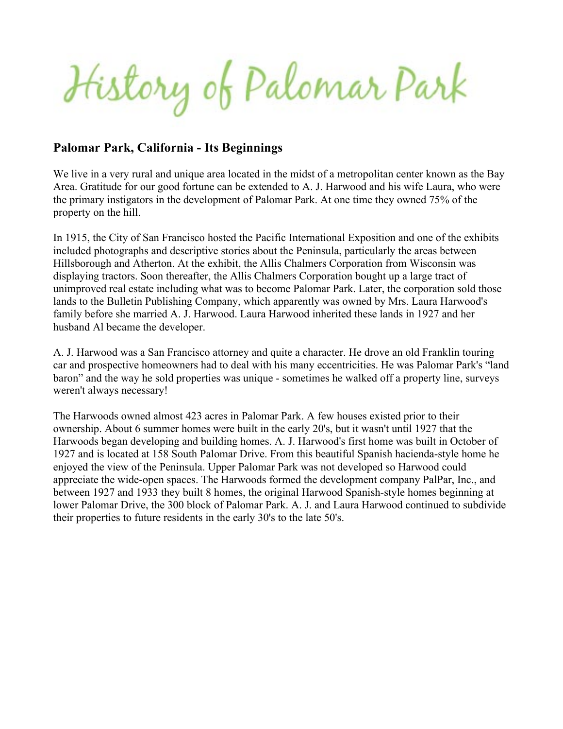# History of Palomar Park

## Palomar Park, California - Its Beginnings

We live in a very rural and unique area located in the midst of a metropolitan center known as the Bay Area. Gratitude for our good fortune can be extended to A. J. Harwood and his wife Laura, who were the primary instigators in the development of Palomar Park. At one time they owned 75% of the property on the hill.

In 1915, the City of San Francisco hosted the Pacific International Exposition and one of the exhibits included photographs and descriptive stories about the Peninsula, particularly the areas between Hillsborough and Atherton. At the exhibit, the Allis Chalmers Corporation from Wisconsin was displaying tractors. Soon thereafter, the Allis Chalmers Corporation bought up a large tract of unimproved real estate including what was to become Palomar Park. Later, the corporation sold those lands to the Bulletin Publishing Company, which apparently was owned by Mrs. Laura Harwood's family before she married A. J. Harwood. Laura Harwood inherited these lands in 1927 and her husband Al became the developer.

A. J. Harwood was a San Francisco attorney and quite a character. He drove an old Franklin touring car and prospective homeowners had to deal with his many eccentricities. He was Palomar Park's "land baron" and the way he sold properties was unique - sometimes he walked off a property line, surveys weren't always necessary!

The Harwoods owned almost 423 acres in Palomar Park. A few houses existed prior to their ownership. About 6 summer homes were built in the early 20's, but it wasn't until 1927 that the Harwoods began developing and building homes. A. J. Harwood's first home was built in October of 1927 and is located at 158 South Palomar Drive. From this beautiful Spanish hacienda-style home he enjoyed the view of the Peninsula. Upper Palomar Park was not developed so Harwood could appreciate the wide-open spaces. The Harwoods formed the development company PalPar, Inc., and between 1927 and 1933 they built 8 homes, the original Harwood Spanish-style homes beginning at lower Palomar Drive, the 300 block of Palomar Park. A. J. and Laura Harwood continued to subdivide their properties to future residents in the early 30's to the late 50's.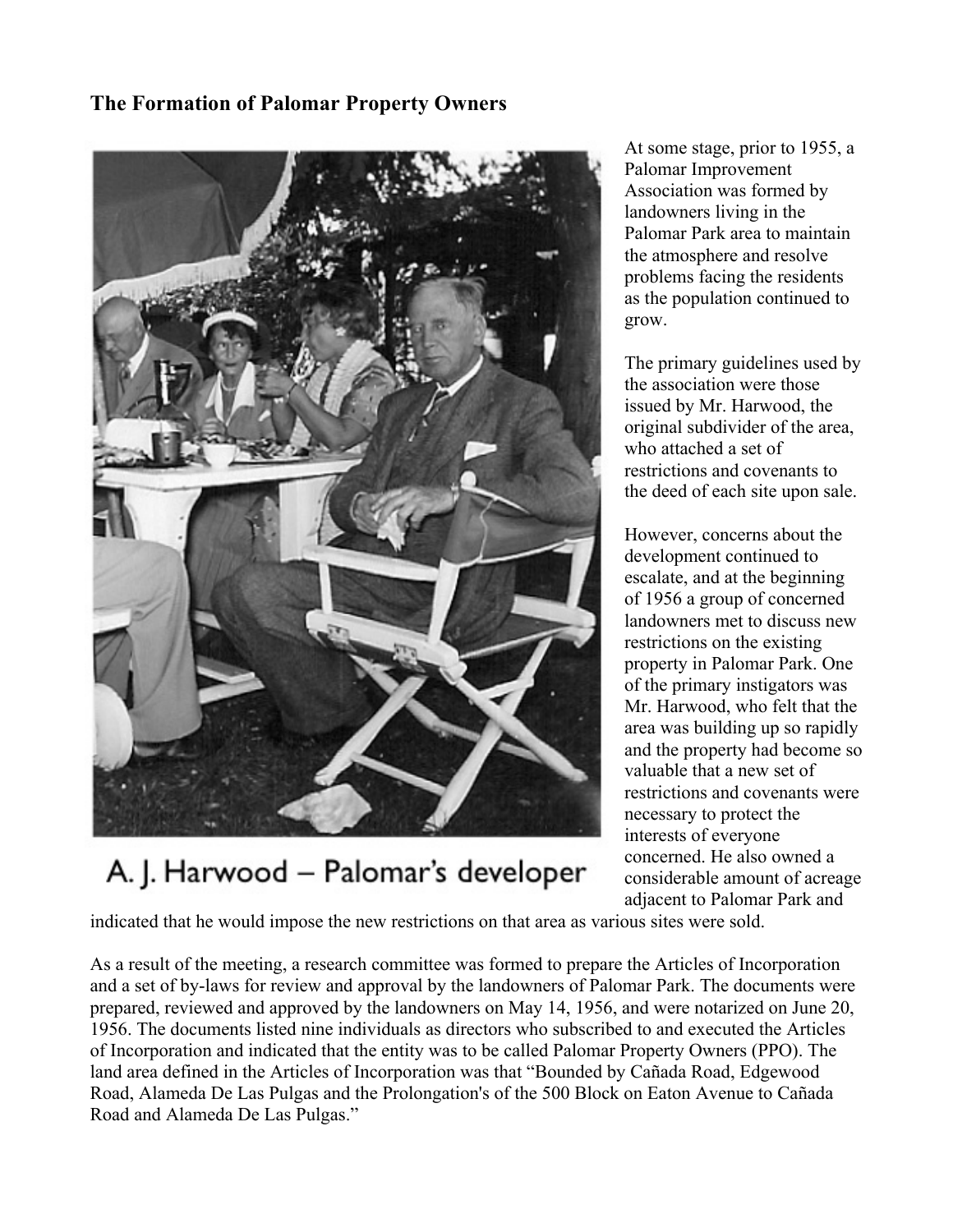## The Formation of Palomar Property Owners

A. J. Harwood – Palomar's developer

At some stage, prior to 1955, a Palomar Improvement Association was formed by landowners living in the Palomar Park area to maintain the atmosphere and resolve problems facing the residents as the population continued to grow.

The primary guidelines used by the association were those issued by Mr. Harwood, the original subdivider of the area, who attached a set of restrictions and covenants to the deed of each site upon sale.

However, concerns about the development continued to escalate, and at the beginning of 1956 a group of concerned landowners met to discuss new restrictions on the existing property in Palomar Park. One of the primary instigators was Mr. Harwood, who felt that the area was building up so rapidly and the property had become so valuable that a new set of restrictions and covenants were necessary to protect the interests of everyone concerned. He also owned a considerable amount of acreage adjacent to Palomar Park and indicated that he would impose the new restrictions on that area as various sites were sold.

As a result of the meeting, a research committee was formed to prepare the Articles of Incorporation and a set of by-laws for review and approval by the landowners of Palomar Park. The documents were prepared, reviewed and approved by the landowners on May 14, 1956, and were notarized on June 20, 1956. The documents listed nine individuals as directors who subscribed to and executed the Articles of Incorporation and indicated that the entity was to be called Palomar Property Owners (PPO). The land area defined in the Articles of Incorporation was that "Bounded by Cañada Road, Edgewood Road, Alameda De Las Pulgas and the Prolongation's of the 500 Block on Eaton Avenue to Cañada Road and Alameda De Las Pulgas."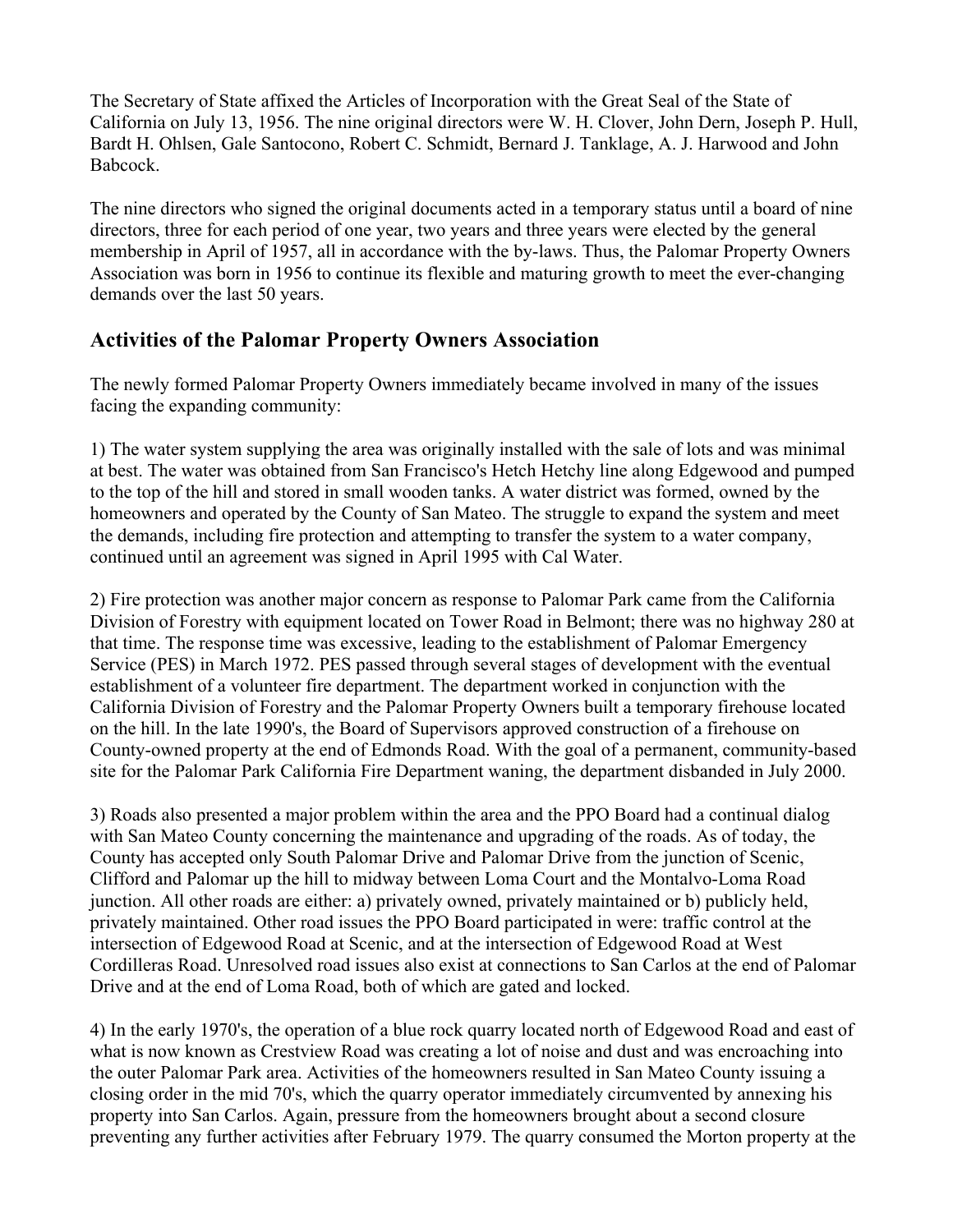The Secretary of State affixed the Articles of Incorporation with the Great Seal of the State of California on July 13, 1956. The nine original directors were W. H. Clover, John Dern, Joseph P. Hull, Bardt H. Ohlsen, Gale Santocono, Robert C. Schmidt, Bernard J. Tanklage, A. J. Harwood and John Babcock.

The nine directors who signed the original documents acted in a temporary status until a board of nine directors, three for each period of one year, two years and three years were elected by the general membership in April of 1957, all in accordance with the by-laws. Thus, the Palomar Property Owners Association was born in 1956 to continue its flexible and maturing growth to meet the ever-changing demands over the last 50 years.

## Activities of the Palomar Property Owners Association

The newly formed Palomar Property Owners immediately became involved in many of the issues facing the expanding community:

1) The water system supplying the area was originally installed with the sale of lots and was minimal at best. The water was obtained from San Francisco's Hetch Hetchy line along Edgewood and pumped to the top of the hill and stored in small wooden tanks. A water district was formed, owned by the homeowners and operated by the County of San Mateo. The struggle to expand the system and meet the demands, including fire protection and attempting to transfer the system to a water company, continued until an agreement was signed in April 1995 with Cal Water.

2) Fire protection was another major concern as response to Palomar Park came from the California Division of Forestry with equipment located on Tower Road in Belmont; there was no highway 280 at that time. The response time was excessive, leading to the establishment of Palomar Emergency Service (PES) in March 1972. PES passed through several stages of development with the eventual establishment of a volunteer fire department. The department worked in conjunction with the California Division of Forestry and the Palomar Property Owners built a temporary firehouse located on the hill. In the late 1990's, the Board of Supervisors approved construction of a firehouse on County-owned property at the end of Edmonds Road. With the goal of a permanent, community-based site for the Palomar Park California Fire Department waning, the department disbanded in July 2000.

3) Roads also presented a major problem within the area and the PPO Board had a continual dialog with San Mateo County concerning the maintenance and upgrading of the roads. As of today, the County has accepted only South Palomar Drive and Palomar Drive from the junction of Scenic, Clifford and Palomar up the hill to midway between Loma Court and the Montalvo-Loma Road junction. All other roads are either: a) privately owned, privately maintained or b) publicly held, privately maintained. Other road issues the PPO Board participated in were: traffic control at the intersection of Edgewood Road at Scenic, and at the intersection of Edgewood Road at West Cordilleras Road. Unresolved road issues also exist at connections to San Carlos at the end of Palomar Drive and at the end of Loma Road, both of which are gated and locked.

4) In the early 1970's, the operation of a blue rock quarry located north of Edgewood Road and east of what is now known as Crestview Road was creating a lot of noise and dust and was encroaching into the outer Palomar Park area. Activities of the homeowners resulted in San Mateo County issuing a closing order in the mid 70's, which the quarry operator immediately circumvented by annexing his property into San Carlos. Again, pressure from the homeowners brought about a second closure preventing any further activities after February 1979. The quarry consumed the Morton property at the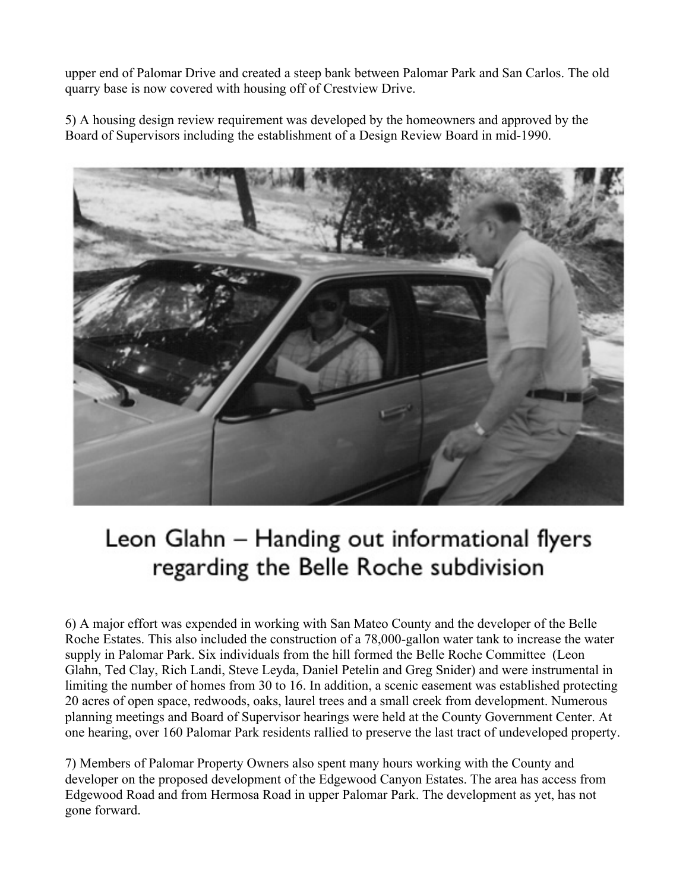upper end of Palomar Drive and created a steep bank between Palomar Park and San Carlos. The old quarry base is now covered with housing off of Crestview Drive.

5) A housing design review requirement was developed by the homeowners and approved by the Board of Supervisors including the establishment of a Design Review Board in mid-1990.

Leon Glahn – Handing out informational flyers regarding the Belle Roche subdivision

6) A major effort was expended in working with San Mateo County and the developer of the Belle Roche Estates. This also included the construction of a 78,000-gallon water tank to increase the water supply in Palomar Park. Six individuals from the hill formed the Belle Roche Committee (Leon Glahn, Ted Clay, Rich Landi, Steve Leyda, Daniel Petelin and Greg Snider) and were instrumental in limiting the number of homes from 30 to 16. In addition, a scenic easement was established protecting 20 acres of open space, redwoods, oaks, laurel trees and a small creek from development. Numerous planning meetings and Board of Supervisor hearings were held at the County Government Center. At one hearing, over 160 Palomar Park residents rallied to preserve the last tract of undeveloped property.

7) Members of Palomar Property Owners also spent many hours working with the County and developer on the proposed development of the Edgewood Canyon Estates. The area has access from Edgewood Road and from Hermosa Road in upper Palomar Park. The development as yet, has not gone forward.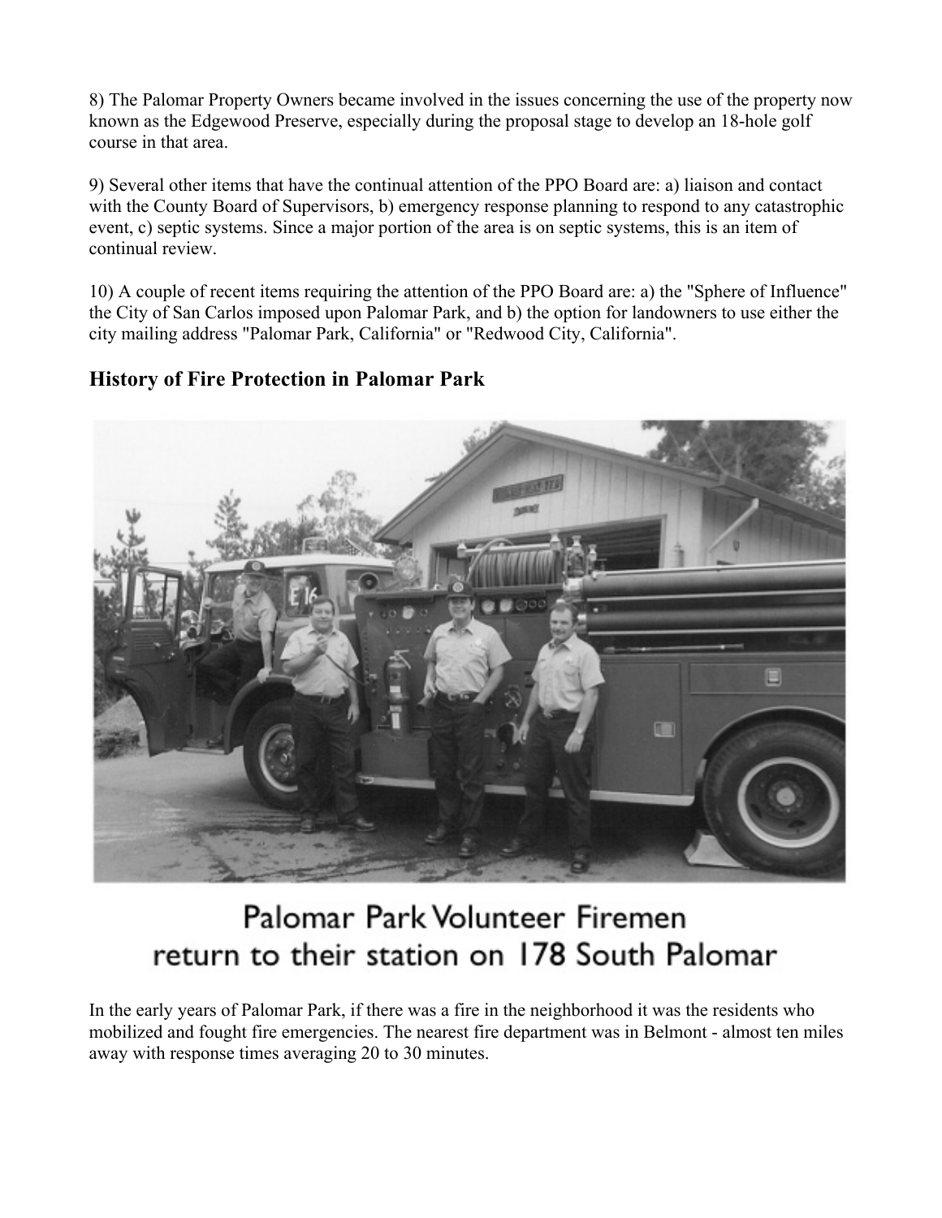8) The Palomar Property Owners became involved in the issues concerning the use of the property now known as the Edgewood Preserve, especially during the proposal stage to develop an 18-hole golf course in that area.

9) Several other items that have the continual attention of the PPO Board are: a) liaison and contact with the County Board of Supervisors, b) emergency response planning to respond to any catastrophic event, c) septic systems. Since a major portion of the area is on septic systems, this is an item of continual review.

10) A couple of recent items requiring the attention of the PPO Board are: a) the "Sphere of Influence" the City of San Carlos imposed upon Palomar Park, and b) the option for landowners to use either the city mailing address "Palomar Park, California" or "Redwood City, California".

## History of Fire Protection in Palomar Park

Palomar Park Volunteer Firemen return to their station on 178 South Palomar

In the early years of Palomar Park, if there was a fire in the neighborhood it was the residents who mobilized and fought fire emergencies. The nearest fire department was in Belmont - almost ten miles away with response times averaging 20 to 30 minutes.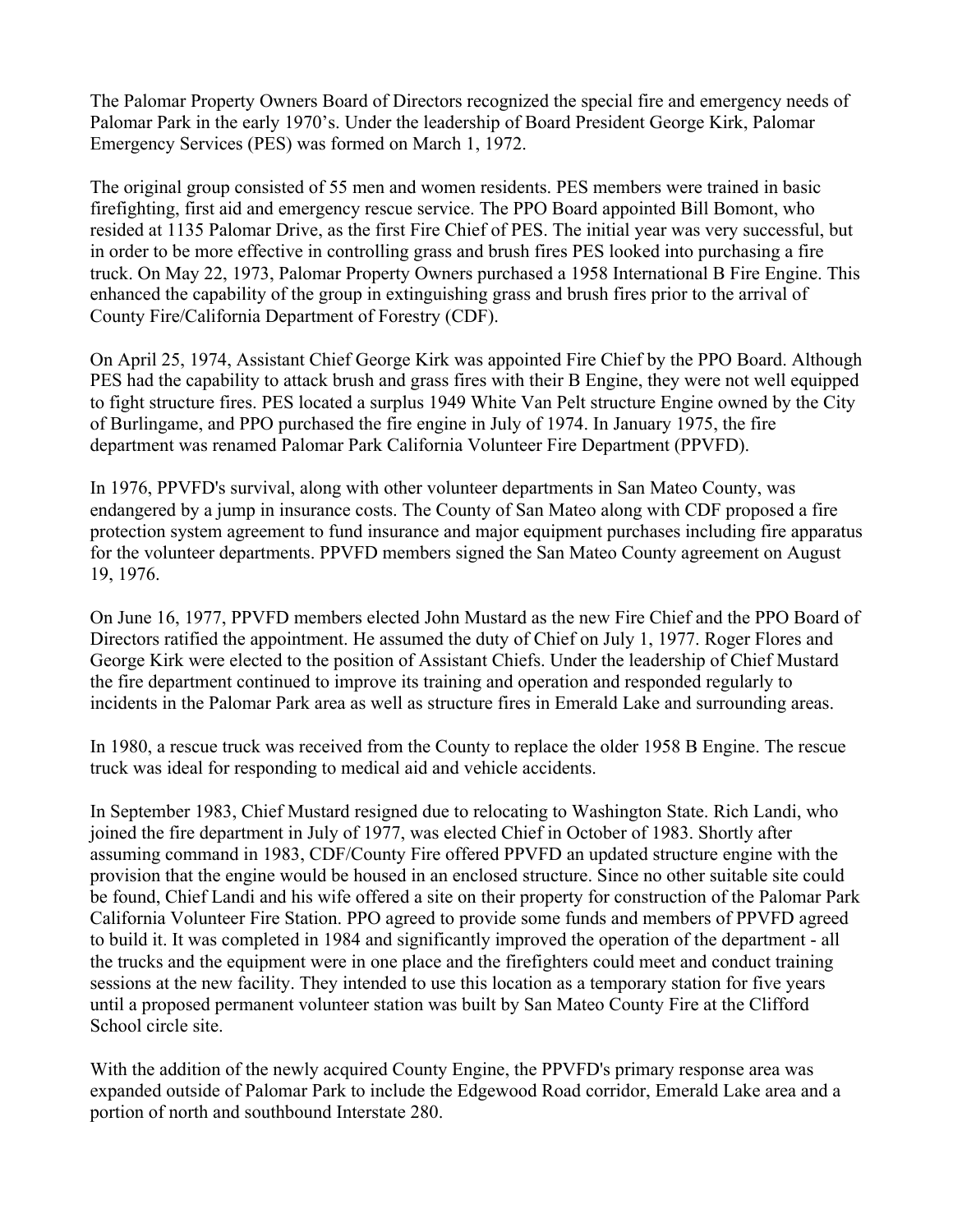The Palomar Property Owners Board of Directors recognized the special fire and emergency needs of Palomar Park in the early 1970's. Under the leadership of Board President George Kirk, Palomar Emergency Services (PES) was formed on March 1, 1972.

The original group consisted of 55 men and women residents. PES members were trained in basic firefighting, first aid and emergency rescue service. The PPO Board appointed Bill Bomont, who resided at 1135 Palomar Drive, as the first Fire Chief of PES. The initial year was very successful, but in order to be more effective in controlling grass and brush fires PES looked into purchasing a fire truck. On May 22, 1973, Palomar Property Owners purchased a 1958 International B Fire Engine. This enhanced the capability of the group in extinguishing grass and brush fires prior to the arrival of County Fire/California Department of Forestry (CDF).

On April 25, 1974, Assistant Chief George Kirk was appointed Fire Chief by the PPO Board. Although PES had the capability to attack brush and grass fires with their B Engine, they were not well equipped to fight structure fires. PES located a surplus 1949 White Van Pelt structure Engine owned by the City of Burlingame, and PPO purchased the fire engine in July of 1974. In January 1975, the fire department was renamed Palomar Park California Volunteer Fire Department (PPVFD).

In 1976, PPVFD's survival, along with other volunteer departments in San Mateo County, was endangered by a jump in insurance costs. The County of San Mateo along with CDF proposed a fire protection system agreement to fund insurance and major equipment purchases including fire apparatus for the volunteer departments. PPVFD members signed the San Mateo County agreement on August 19, 1976.

On June 16, 1977, PPVFD members elected John Mustard as the new Fire Chief and the PPO Board of Directors ratified the appointment. He assumed the duty of Chief on July 1, 1977. Roger Flores and George Kirk were elected to the position of Assistant Chiefs. Under the leadership of Chief Mustard the fire department continued to improve its training and operation and responded regularly to incidents in the Palomar Park area as well as structure fires in Emerald Lake and surrounding areas.

In 1980, a rescue truck was received from the County to replace the older 1958 B Engine. The rescue truck was ideal for responding to medical aid and vehicle accidents.

In September 1983, Chief Mustard resigned due to relocating to Washington State. Rich Landi, who joined the fire department in July of 1977, was elected Chief in October of 1983. Shortly after assuming command in 1983, CDF/County Fire offered PPVFD an updated structure engine with the provision that the engine would be housed in an enclosed structure. Since no other suitable site could be found, Chief Landi and his wife offered a site on their property for construction of the Palomar Park California Volunteer Fire Station. PPO agreed to provide some funds and members of PPVFD agreed to build it. It was completed in 1984 and significantly improved the operation of the department - all the trucks and the equipment were in one place and the firefighters could meet and conduct training sessions at the new facility. They intended to use this location as a temporary station for five years until a proposed permanent volunteer station was built by San Mateo County Fire at the Clifford School circle site.

With the addition of the newly acquired County Engine, the PPVFD's primary response area was expanded outside of Palomar Park to include the Edgewood Road corridor, Emerald Lake area and a portion of north and southbound Interstate 280.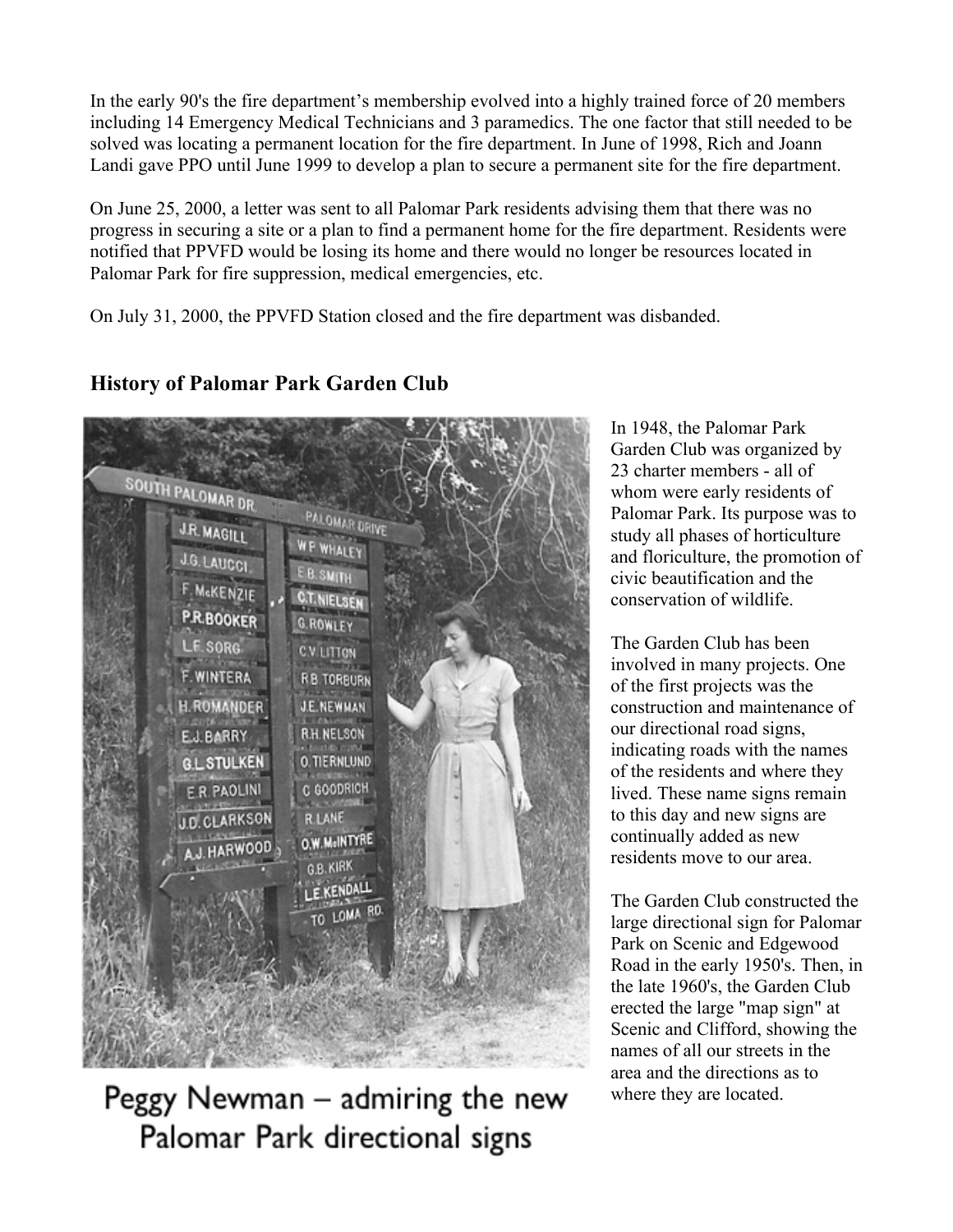In the early 90's the fire department's membership evolved into a highly trained force of 20 members including 14 Emergency Medical Technicians and 3 paramedics. The one factor that still needed to be solved was locating a permanent location for the fire department. In June of 1998, Rich and Joann Landi gave PPO until June 1999 to develop a plan to secure a permanent site for the fire department.

On June 25, 2000, a letter was sent to all Palomar Park residents advising them that there was no progress in securing a site or a plan to find a permanent home for the fire department. Residents were notified that PPVFD would be losing its home and there would no longer be resources located in Palomar Park for fire suppression, medical emergencies, etc.

On July 31, 2000, the PPVFD Station closed and the fire department was disbanded.

## History of Palomar Park Garden Club

Peggy Newman – admiring the new Palomar Park directional signs

In 1948, the Palomar Park Garden Club was organized by 23 charter members - all of whom were early residents of Palomar Park. Its purpose was to study all phases of horticulture and floriculture, the promotion of civic beautification and the conservation of wildlife.

The Garden Club has been involved in many projects. One of the first projects was the construction and maintenance of our directional road signs, indicating roads with the names of the residents and where they lived. These name signs remain to this day and new signs are continually added as new residents move to our area.

The Garden Club constructed the large directional sign for Palomar Park on Scenic and Edgewood Road in the early 1950's. Then, in the late 1960's, the Garden Club erected the large "map sign" at Scenic and Clifford, showing the names of all our streets in the area and the directions as to where they are located.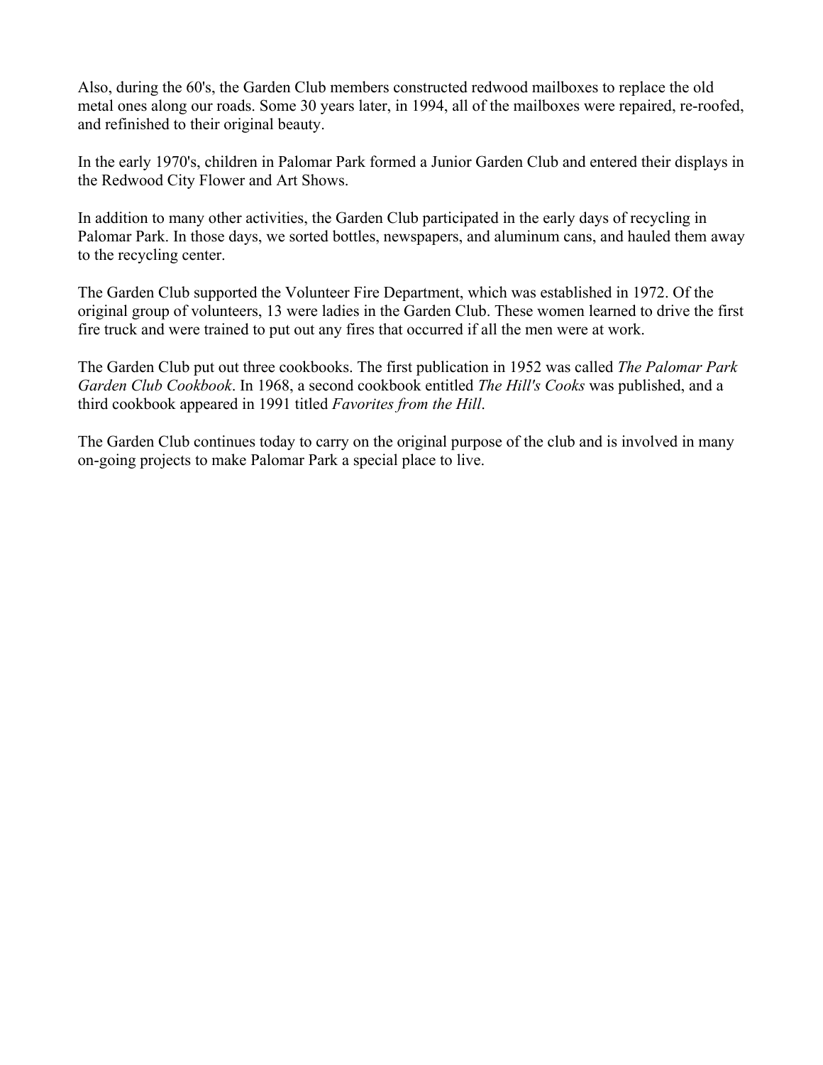Also, during the 60's, the Garden Club members constructed redwood mailboxes to replace the old metal ones along our roads. Some 30 years later, in 1994, all of the mailboxes were repaired, re-roofed, and refinished to their original beauty.

In the early 1970's, children in Palomar Park formed a Junior Garden Club and entered their displays in the Redwood City Flower and Art Shows.

In addition to many other activities, the Garden Club participated in the early days of recycling in Palomar Park. In those days, we sorted bottles, newspapers, and aluminum cans, and hauled them away to the recycling center.

The Garden Club supported the Volunteer Fire Department, which was established in 1972. Of the original group of volunteers, 13 were ladies in the Garden Club. These women learned to drive the first fire truck and were trained to put out any fires that occurred if all the men were at work.

The Garden Club put out three cookbooks. The first publication in 1952 was called *The Palomar Park Garden Club Cookbook*. In 1968, a second cookbook entitled *The Hill's Cooks* was published, and a third cookbook appeared in 1991 titled *Favorites from the Hill*.

The Garden Club continues today to carry on the original purpose of the club and is involved in many on-going projects to make Palomar Park a special place to live.